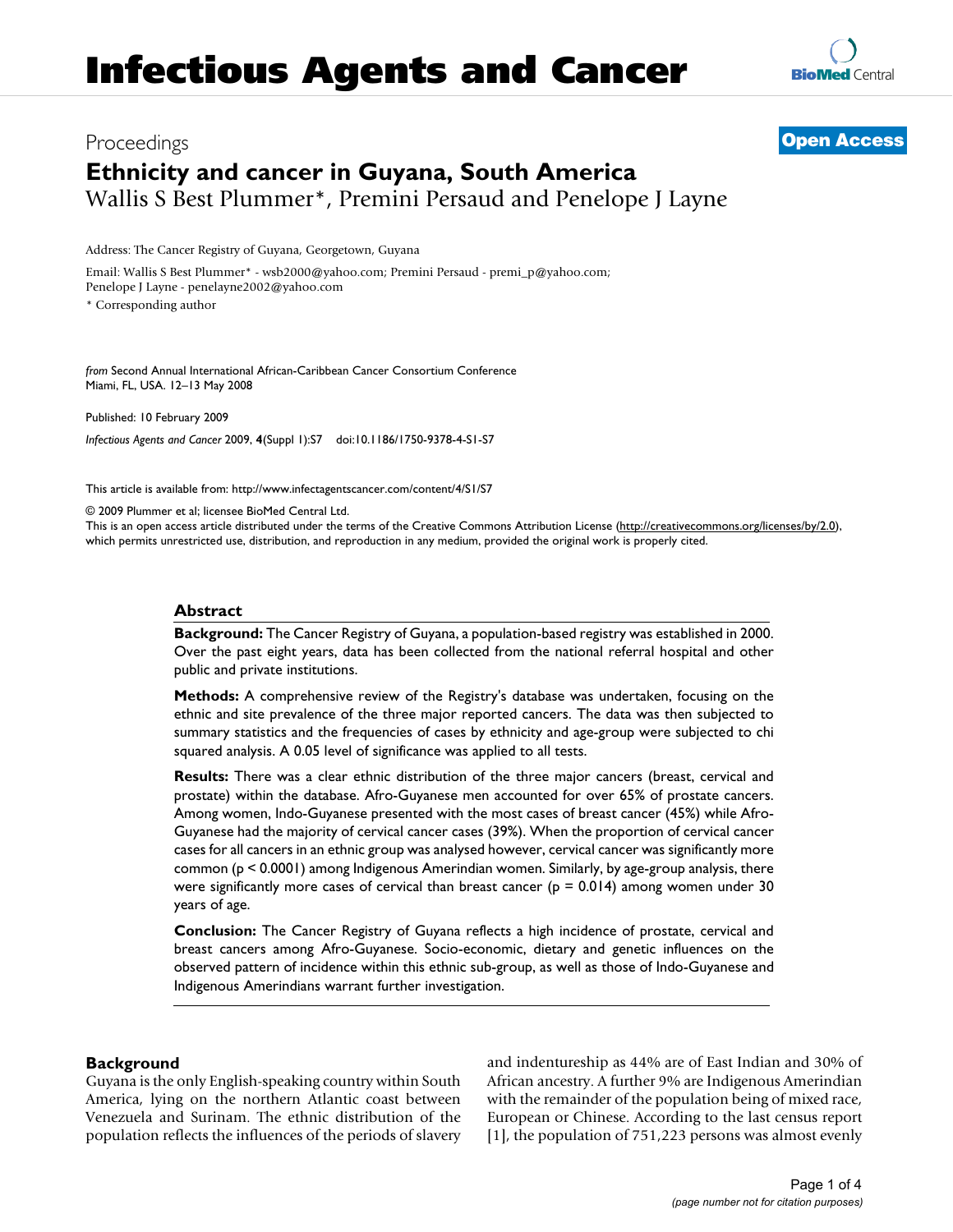# Infectious Agents and Cancer

Proceedings

**Open Access**

## Ethnicity and cancer in Guyana, South America

Wallis S Best Plummer*, Premini Persaud and Penelope J Layne

Address: The Cancer Registry of Guyana, Georgetown, Guyana

Email: Wallis S Best Plummer* - wsb2000@yahoo.com; Premini Persaud - premi_p@yahoo.com; Penelope J Layne - penelayne2002@yahoo.com

\* Corresponding author

*from* Second Annual International African-Caribbean Cancer Consortium Conference
Miami, FL, USA. 12–13 May 2008

Published: 10 February 2009

*Infectious Agents and Cancer* 2009, **4**(Suppl 1):S7 doi:10.1186/1750-9378-4-S1-S7

This article is available from: http://www.infectagentscancer.com/content/4/S1/S7

© 2009 Plummer et al; licensee BioMed Central Ltd.

This is an open access article distributed under the terms of the Creative Commons Attribution License (http://creativecommons.org/licenses/by/2.0), which permits unrestricted use, distribution, and reproduction in any medium, provided the original work is properly cited.

### Abstract

**Background:** The Cancer Registry of Guyana, a population-based registry was established in 2000. Over the past eight years, data has been collected from the national referral hospital and other public and private institutions.

**Methods:** A comprehensive review of the Registry's database was undertaken, focusing on the ethnic and site prevalence of the three major reported cancers. The data was then subjected to summary statistics and the frequencies of cases by ethnicity and age-group were subjected to chi squared analysis. A 0.05 level of significance was applied to all tests.

**Results:** There was a clear ethnic distribution of the three major cancers (breast, cervical and prostate) within the database. Afro-Guyanese men accounted for over 65% of prostate cancers. Among women, Indo-Guyanese presented with the most cases of breast cancer (45%) while Afro-Guyanese had the majority of cervical cancer cases (39%). When the proportion of cervical cancer cases for all cancers in an ethnic group was analysed however, cervical cancer was significantly more common ($p < 0.0001$) among Indigenous Amerindian women. Similarly, by age-group analysis, there were significantly more cases of cervical than breast cancer ($p = 0.014$) among women under 30 years of age.

**Conclusion:** The Cancer Registry of Guyana reflects a high incidence of prostate, cervical and breast cancers among Afro-Guyanese. Socio-economic, dietary and genetic influences on the observed pattern of incidence within this ethnic sub-group, as well as those of Indo-Guyanese and Indigenous Amerindians warrant further investigation.

### Background

Guyana is the only English-speaking country within South America, lying on the northern Atlantic coast between Venezuela and Surinam. The ethnic distribution of the population reflects the influences of the periods of slavery and indentureship as 44% are of East Indian and 30% of African ancestry. A further 9% are Indigenous Amerindian with the remainder of the population being of mixed race, European or Chinese. According to the last census report [1], the population of 751,223 persons was almost evenly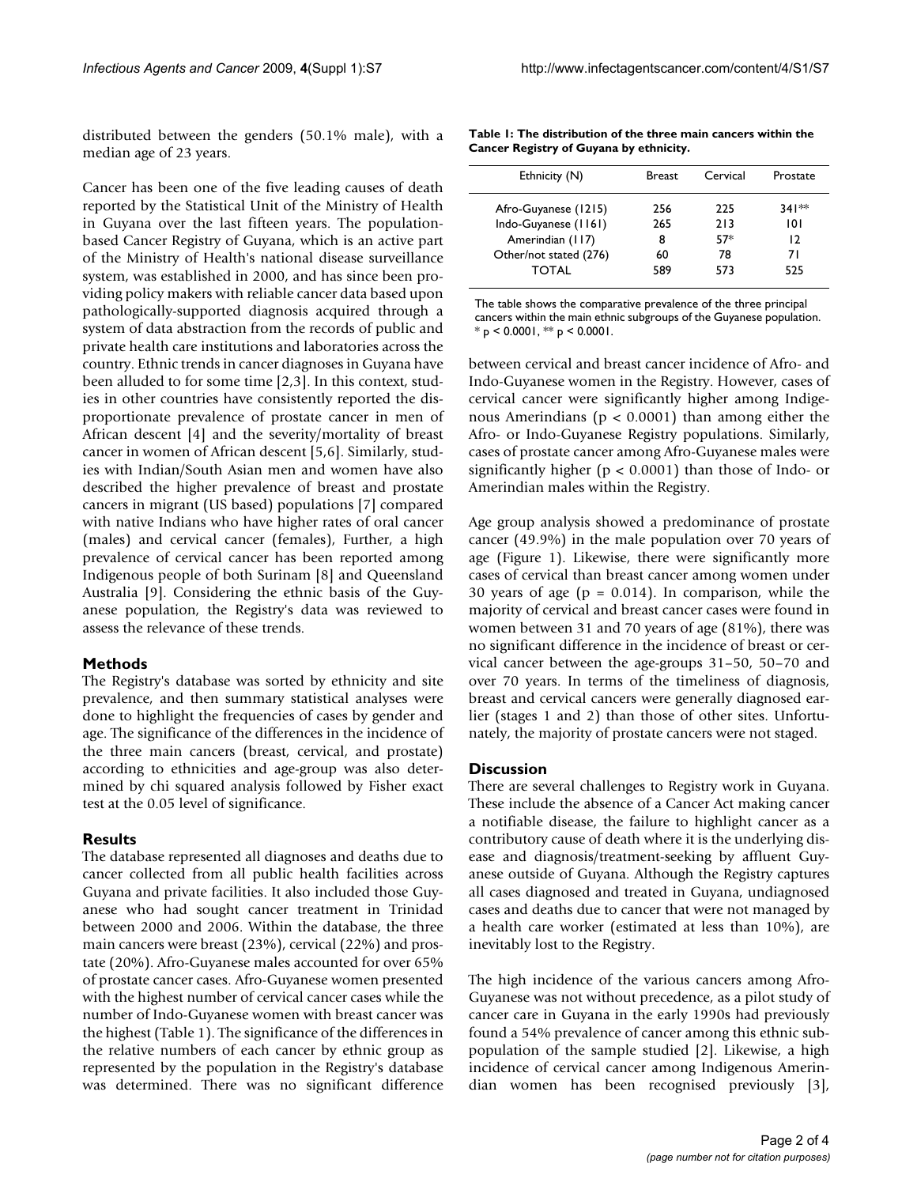distributed between the genders (50.1% male), with a median age of 23 years.

Cancer has been one of the five leading causes of death reported by the Statistical Unit of the Ministry of Health in Guyana over the last fifteen years. The population-based Cancer Registry of Guyana, which is an active part of the Ministry of Health's national disease surveillance system, was established in 2000, and has since been providing policy makers with reliable cancer data based upon pathologically-supported diagnosis acquired through a system of data abstraction from the records of public and private health care institutions and laboratories across the country. Ethnic trends in cancer diagnoses in Guyana have been alluded to for some time [2,3]. In this context, studies in other countries have consistently reported the disproportionate prevalence of prostate cancer in men of African descent [4] and the severity/mortality of breast cancer in women of African descent [5,6]. Similarly, studies with Indian/South Asian men and women have also described the higher prevalence of breast and prostate cancers in migrant (US based) populations [7] compared with native Indians who have higher rates of oral cancer (males) and cervical cancer (females), Further, a high prevalence of cervical cancer has been reported among Indigenous people of both Surinam [8] and Queensland Australia [9]. Considering the ethnic basis of the Guyanese population, the Registry's data was reviewed to assess the relevance of these trends.

## Methods

The Registry's database was sorted by ethnicity and site prevalence, and then summary statistical analyses were done to highlight the frequencies of cases by gender and age. The significance of the differences in the incidence of the three main cancers (breast, cervical, and prostate) according to ethnicities and age-group was also determined by chi squared analysis followed by Fisher exact test at the 0.05 level of significance.

## Results

The database represented all diagnoses and deaths due to cancer collected from all public health facilities across Guyana and private facilities. It also included those Guyanese who had sought cancer treatment in Trinidad between 2000 and 2006. Within the database, the three main cancers were breast (23%), cervical (22%) and prostate (20%). Afro-Guyanese males accounted for over 65% of prostate cancer cases. Afro-Guyanese women presented with the highest number of cervical cancer cases while the number of Indo-Guyanese women with breast cancer was the highest (Table 1). The significance of the differences in the relative numbers of each cancer by ethnic group as represented by the population in the Registry's database was determined. There was no significant difference between cervical and breast cancer incidence of Afro- and Indo-Guyanese women in the Registry. However, cases of cervical cancer were significantly higher among Indigenous Amerindians ($p < 0.0001$) than among either the Afro- or Indo-Guyanese Registry populations. Similarly, cases of prostate cancer among Afro-Guyanese males were significantly higher ($p < 0.0001$) than those of Indo- or Amerindian males within the Registry.

**Table 1: The distribution of the three main cancers within the Cancer Registry of Guyana by ethnicity.**

| Ethnicity (N) | Breast | Cervical | Prostate |
|---|---|---|---|
| Afro-Guyanese (1215) | 256 | 225 | 341** |
| Indo-Guyanese (1161) | 265 | 213 | 101 |
| Amerindian (117) | 8 | 57* | 12 |
| Other/not stated (276) | 60 | 78 | 71 |
| TOTAL | 589 | 573 | 525 |

The table shows the comparative prevalence of the three principal cancers within the main ethnic subgroups of the Guyanese population. * $p < 0.0001$, ** $p < 0.0001$.

Age group analysis showed a predominance of prostate cancer (49.9%) in the male population over 70 years of age (Figure 1). Likewise, there were significantly more cases of cervical than breast cancer among women under 30 years of age ($p = 0.014$). In comparison, while the majority of cervical and breast cancer cases were found in women between 31 and 70 years of age (81%), there was no significant difference in the incidence of breast or cervical cancer between the age-groups 31–50, 50–70 and over 70 years. In terms of the timeliness of diagnosis, breast and cervical cancers were generally diagnosed earlier (stages 1 and 2) than those of other sites. Unfortunately, the majority of prostate cancers were not staged.

## Discussion

There are several challenges to Registry work in Guyana. These include the absence of a Cancer Act making cancer a notifiable disease, the failure to highlight cancer as a contributory cause of death where it is the underlying disease and diagnosis/treatment-seeking by affluent Guyanese outside of Guyana. Although the Registry captures all cases diagnosed and treated in Guyana, undiagnosed cases and deaths due to cancer that were not managed by a health care worker (estimated at less than 10%), are inevitably lost to the Registry.

The high incidence of the various cancers among Afro-Guyanese was not without precedence, as a pilot study of cancer care in Guyana in the early 1990s had previously found a 54% prevalence of cancer among this ethnic subpopulation of the sample studied [2]. Likewise, a high incidence of cervical cancer among Indigenous Amerindian women has been recognised previously [3],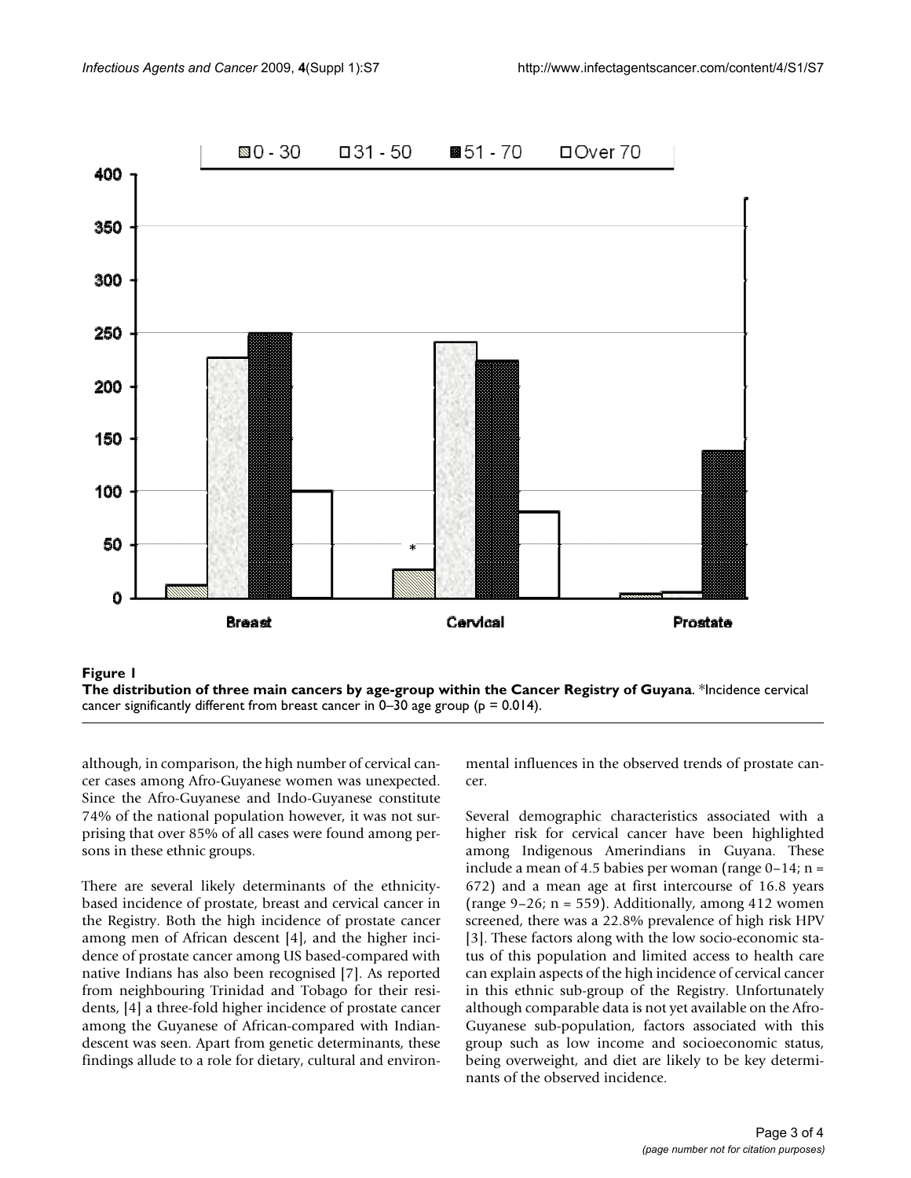**Figure 1**

**The distribution of three main cancers by age-group within the Cancer Registry of Guyana**. *Incidence cervical cancer significantly different from breast cancer in 0–30 age group ($p = 0.014$).

although, in comparison, the high number of cervical cancer cases among Afro-Guyanese women was unexpected. Since the Afro-Guyanese and Indo-Guyanese constitute 74% of the national population however, it was not surprising that over 85% of all cases were found among persons in these ethnic groups.

There are several likely determinants of the ethnicity-based incidence of prostate, breast and cervical cancer in the Registry. Both the high incidence of prostate cancer among men of African descent [4], and the higher incidence of prostate cancer among US based-compared with native Indians has also been recognised [7]. As reported from neighbouring Trinidad and Tobago for their residents, [4] a three-fold higher incidence of prostate cancer among the Guyanese of African-compared with Indian-descent was seen. Apart from genetic determinants, these findings allude to a role for dietary, cultural and environmental influences in the observed trends of prostate cancer.

Several demographic characteristics associated with a higher risk for cervical cancer have been highlighted among Indigenous Amerindians in Guyana. These include a mean of 4.5 babies per woman (range 0–14; n = 672) and a mean age at first intercourse of 16.8 years (range 9–26; n = 559). Additionally, among 412 women screened, there was a 22.8% prevalence of high risk HPV [3]. These factors along with the low socio-economic status of this population and limited access to health care can explain aspects of the high incidence of cervical cancer in this ethnic sub-group of the Registry. Unfortunately although comparable data is not yet available on the Afro-Guyanese sub-population, factors associated with this group such as low income and socioeconomic status, being overweight, and diet are likely to be key determinants of the observed incidence.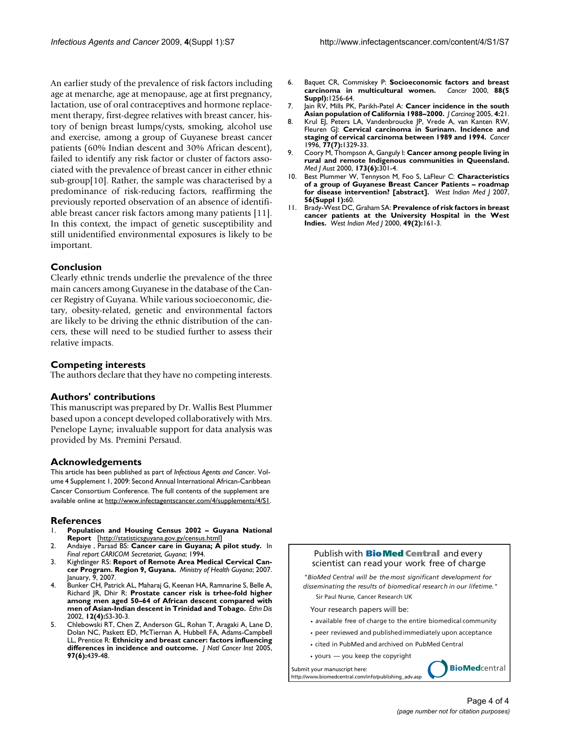An earlier study of the prevalence of risk factors including age at menarche, age at menopause, age at first pregnancy, lactation, use of oral contraceptives and hormone replacement therapy, first-degree relatives with breast cancer, history of benign breast lumps/cysts, smoking, alcohol use and exercise, among a group of Guyanese breast cancer patients (60% Indian descent and 30% African descent), failed to identify any risk factor or cluster of factors associated with the prevalence of breast cancer in either ethnic sub-group[10]. Rather, the sample was characterised by a predominance of risk-reducing factors, reaffirming the previously reported observation of an absence of identifiable breast cancer risk factors among many patients [11]. In this context, the impact of genetic susceptibility and still unidentified environmental exposures is likely to be important.

## Conclusion

Clearly ethnic trends underlie the prevalence of the three main cancers among Guyanese in the database of the Cancer Registry of Guyana. While various socioeconomic, dietary, obesity-related, genetic and environmental factors are likely to be driving the ethnic distribution of the cancers, these will need to be studied further to assess their relative impacts.

## Competing interests

The authors declare that they have no competing interests.

## Authors' contributions

This manuscript was prepared by Dr. Wallis Best Plummer based upon a concept developed collaboratively with Mrs. Penelope Layne; invaluable support for data analysis was provided by Ms. Premini Persaud.

## Acknowledgements

This article has been published as part of *Infectious Agents and Cancer*. Volume 4 Supplement 1, 2009: Second Annual International African-Caribbean Cancer Consortium Conference. The full contents of the supplement are available online at http://www.infectagentscancer.com/4/supplements/4/S1.

## References

1. **Population and Housing Census 2002 – Guyana National Report** [http://statisticsguyana.gov.gy/census.html]
2. Andaiye , Parsad BS: **Cancer care in Guyana; A pilot study.** In *Final report CARICOM Secretariat, Guyana*; 1994.
3. Kightlinger RS: **Report of Remote Area Medical Cervical Cancer Program. Region 9, Guyana.** *Ministry of Health Guyana*; 2007. January, 9, 2007.
4. Bunker CH, Patrick AL, Maharaj G, Keenan HA, Ramnarine S, Belle A, Richard JR, Dhir R: **Prostate cancer risk is trhee-fold higher among men aged 50–64 of African descent compared with men of Asian-Indian descent in Trinidad and Tobago.** *Ethn Dis* 2002, **12(4):**S3-30-3.
5. Chlebowski RT, Chen Z, Anderson GL, Rohan T, Aragaki A, Lane D, Dolan NC, Paskett ED, McTiernan A, Hubbell FA, Adams-Campbell LL, Prentice R: **Ethnicity and breast cancer: factors influencing differences in incidence and outcome.** *J Natl Cancer Inst* 2005, **97(6):**439-48.
6. Baquet CR, Commiskey P: **Socioeconomic factors and breast carcinoma in multicultural women.** *Cancer* 2000, **88(5 Suppl):**1256-64.
7. Jain RV, Mills PK, Parikh-Patel A: **Cancer incidence in the south Asian population of California 1988–2000.** *J Carcinog* 2005, **4:**21.
8. Krul EJ, Peters LA, Vandenbroucke JP, Vrede A, van Kanten RW, Fleuren GJ: **Cervical carcinoma in Surinam. Incidence and staging of cervical carcinoma between 1989 and 1994.** *Cancer* 1996, **77(7):**1329-33.
9. Coory M, Thompson A, Ganguly I: **Cancer among people living in rural and remote Indigenous communities in Queensland.** *Med J Aust* 2000, **173(6):**301-4.
10. Best Plummer W, Tennyson M, Foo S, LaFleur C: **Characteristics of a group of Guyanese Breast Cancer Patients – roadmap for disease intervention? [abstract].** *West Indian Med J* 2007, **56(Suppl 1):**60.
11. Brady-West DC, Graham SA: **Prevalence of risk factors in breast cancer patients at the University Hospital in the West Indies.** *West Indian Med J* 2000, **49(2):**161-3.